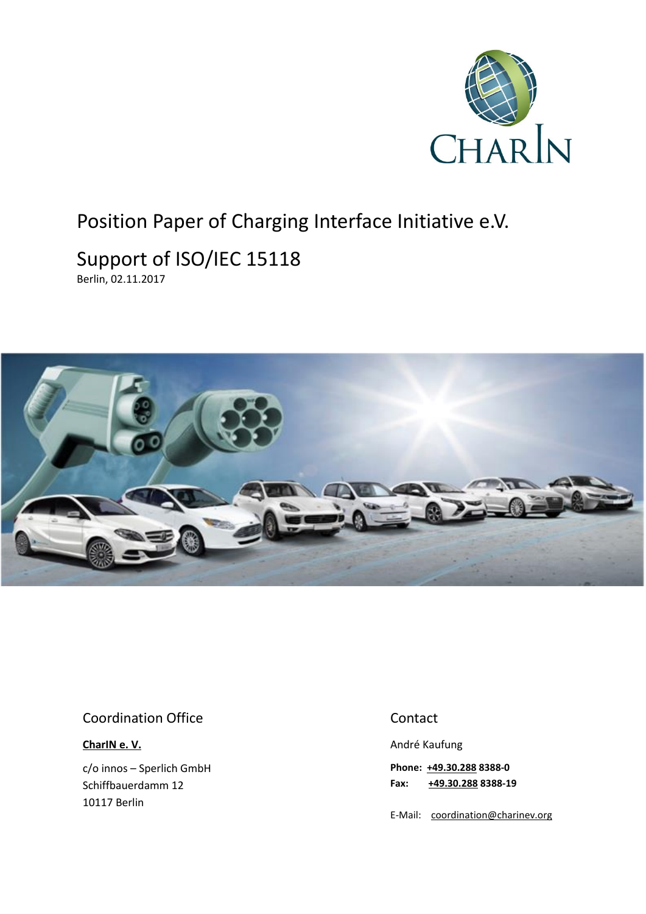CharIN

# Position Paper of Charging Interface Initiative e.V.

## Support of ISO/IEC 15118

Berlin, 02.11.2017

### Coordination Office

**CharIN e. V.**

c/o innos – Sperlich GmbH
Schiffbauerdamm 12
10117 Berlin

### Contact

André Kaufung

**Phone: +49.30.288 8388-0**
**Fax: +49.30.288 8388-19**

E-Mail: coordination@charinev.org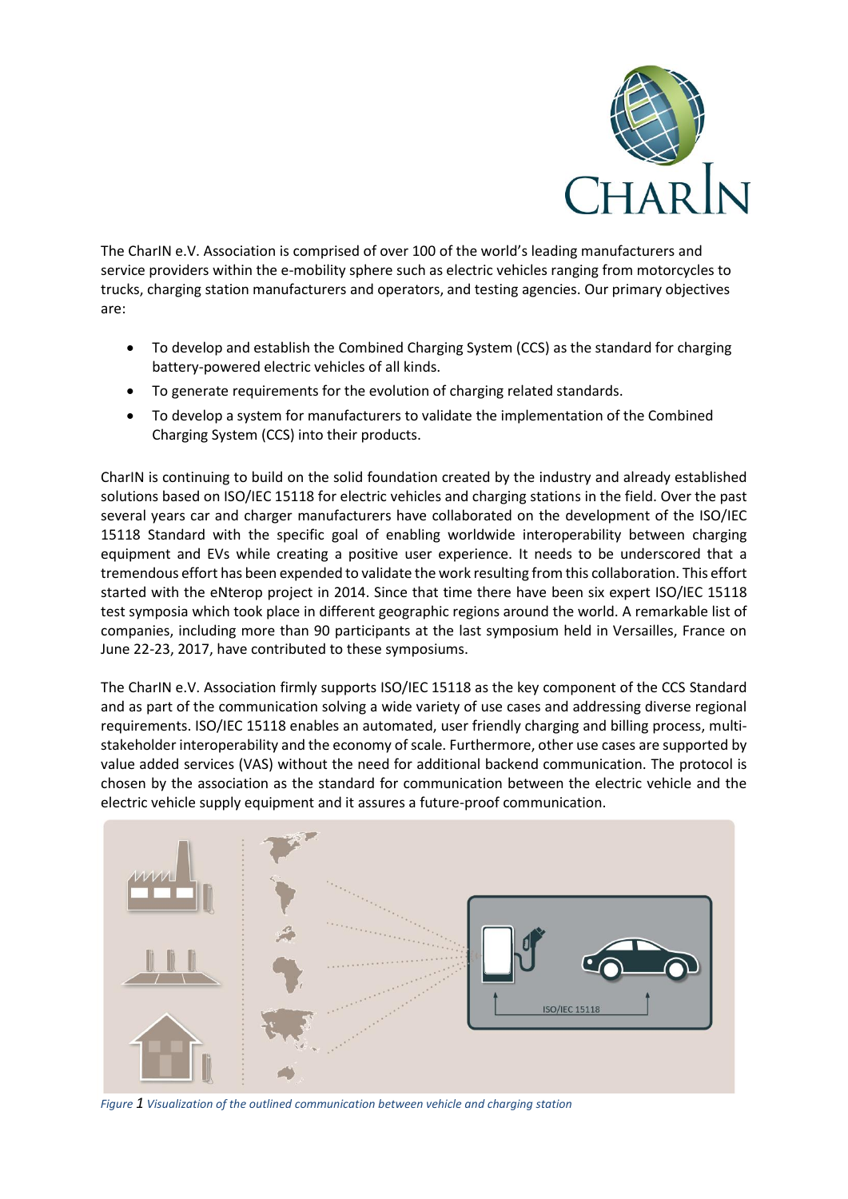The CharIN e.V. Association is comprised of over 100 of the world's leading manufacturers and service providers within the e-mobility sphere such as electric vehicles ranging from motorcycles to trucks, charging station manufacturers and operators, and testing agencies. Our primary objectives are:

- To develop and establish the Combined Charging System (CCS) as the standard for charging battery-powered electric vehicles of all kinds.
- To generate requirements for the evolution of charging related standards.
- To develop a system for manufacturers to validate the implementation of the Combined Charging System (CCS) into their products.

CharIN is continuing to build on the solid foundation created by the industry and already established solutions based on ISO/IEC 15118 for electric vehicles and charging stations in the field. Over the past several years car and charger manufacturers have collaborated on the development of the ISO/IEC 15118 Standard with the specific goal of enabling worldwide interoperability between charging equipment and EVs while creating a positive user experience. It needs to be underscored that a tremendous effort has been expended to validate the work resulting from this collaboration. This effort started with the eNterop project in 2014. Since that time there have been six expert ISO/IEC 15118 test symposia which took place in different geographic regions around the world. A remarkable list of companies, including more than 90 participants at the last symposium held in Versailles, France on June 22-23, 2017, have contributed to these symposiums.

The CharIN e.V. Association firmly supports ISO/IEC 15118 as the key component of the CCS Standard and as part of the communication solving a wide variety of use cases and addressing diverse regional requirements. ISO/IEC 15118 enables an automated, user friendly charging and billing process, multi-stakeholder interoperability and the economy of scale. Furthermore, other use cases are supported by value added services (VAS) without the need for additional backend communication. The protocol is chosen by the association as the standard for communication between the electric vehicle and the electric vehicle supply equipment and it assures a future-proof communication.

*Figure 1 Visualization of the outlined communication between vehicle and charging station*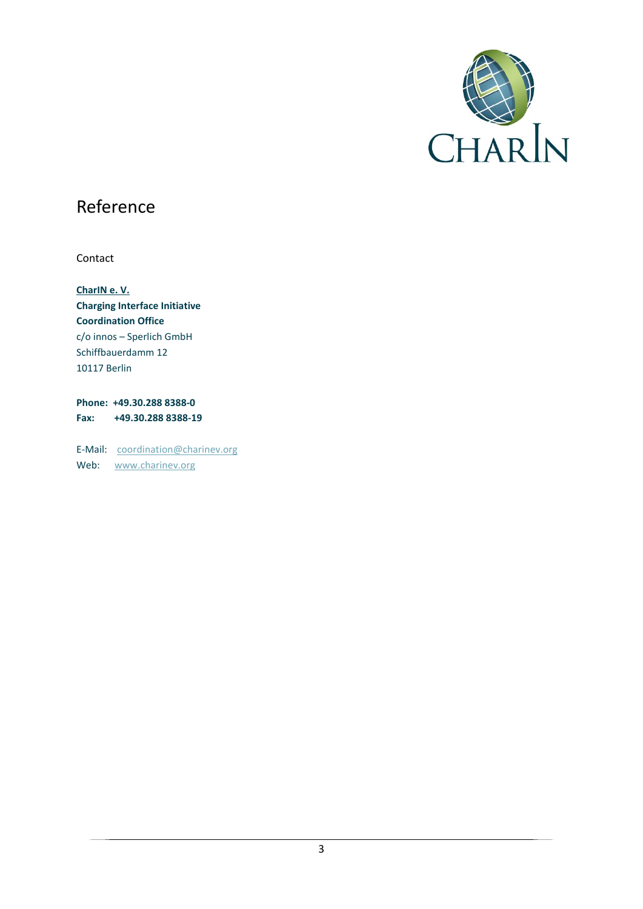# Reference

Contact

**CharIN e. V.**
**Charging Interface Initiative**
**Coordination Office**
c/o innos – Sperlich GmbH
Schiffbauerdamm 12
10117 Berlin

**Phone: +49.30.288 8388-0**
**Fax: +49.30.288 8388-19**

E-Mail: coordination@charinev.org
Web: www.charinev.org